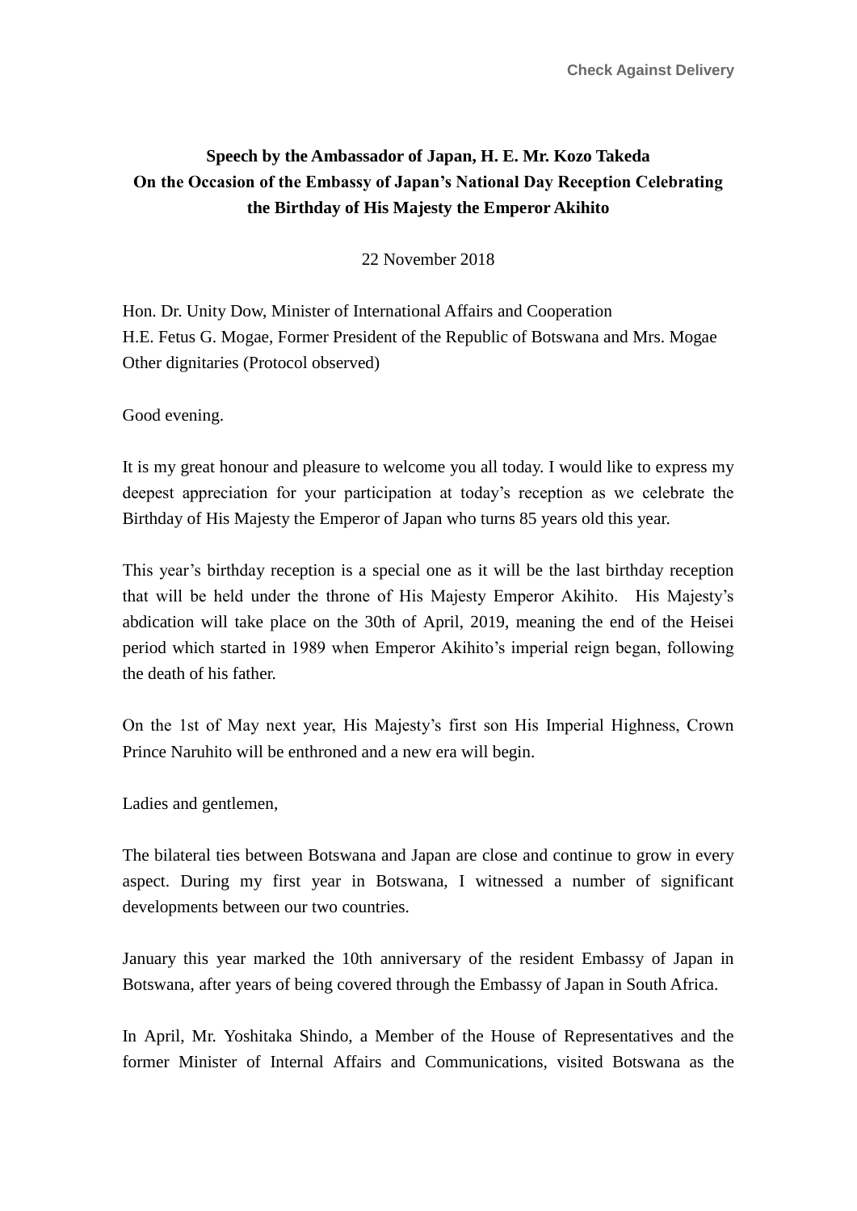Check Against Delivery

**Speech by the Ambassador of Japan, H. E. Mr. Kozo Takeda**
**On the Occasion of the Embassy of Japan's National Day Reception Celebrating the Birthday of His Majesty the Emperor Akihito**

22 November 2018

Hon. Dr. Unity Dow, Minister of International Affairs and Cooperation
H.E. Fetus G. Mogae, Former President of the Republic of Botswana and Mrs. Mogae
Other dignitaries (Protocol observed)

Good evening.

It is my great honour and pleasure to welcome you all today. I would like to express my deepest appreciation for your participation at today's reception as we celebrate the Birthday of His Majesty the Emperor of Japan who turns 85 years old this year.

This year's birthday reception is a special one as it will be the last birthday reception that will be held under the throne of His Majesty Emperor Akihito. His Majesty's abdication will take place on the 30th of April, 2019, meaning the end of the Heisei period which started in 1989 when Emperor Akihito's imperial reign began, following the death of his father.

On the 1st of May next year, His Majesty's first son His Imperial Highness, Crown Prince Naruhito will be enthroned and a new era will begin.

Ladies and gentlemen,

The bilateral ties between Botswana and Japan are close and continue to grow in every aspect. During my first year in Botswana, I witnessed a number of significant developments between our two countries.

January this year marked the 10th anniversary of the resident Embassy of Japan in Botswana, after years of being covered through the Embassy of Japan in South Africa.

In April, Mr. Yoshitaka Shindo, a Member of the House of Representatives and the former Minister of Internal Affairs and Communications, visited Botswana as the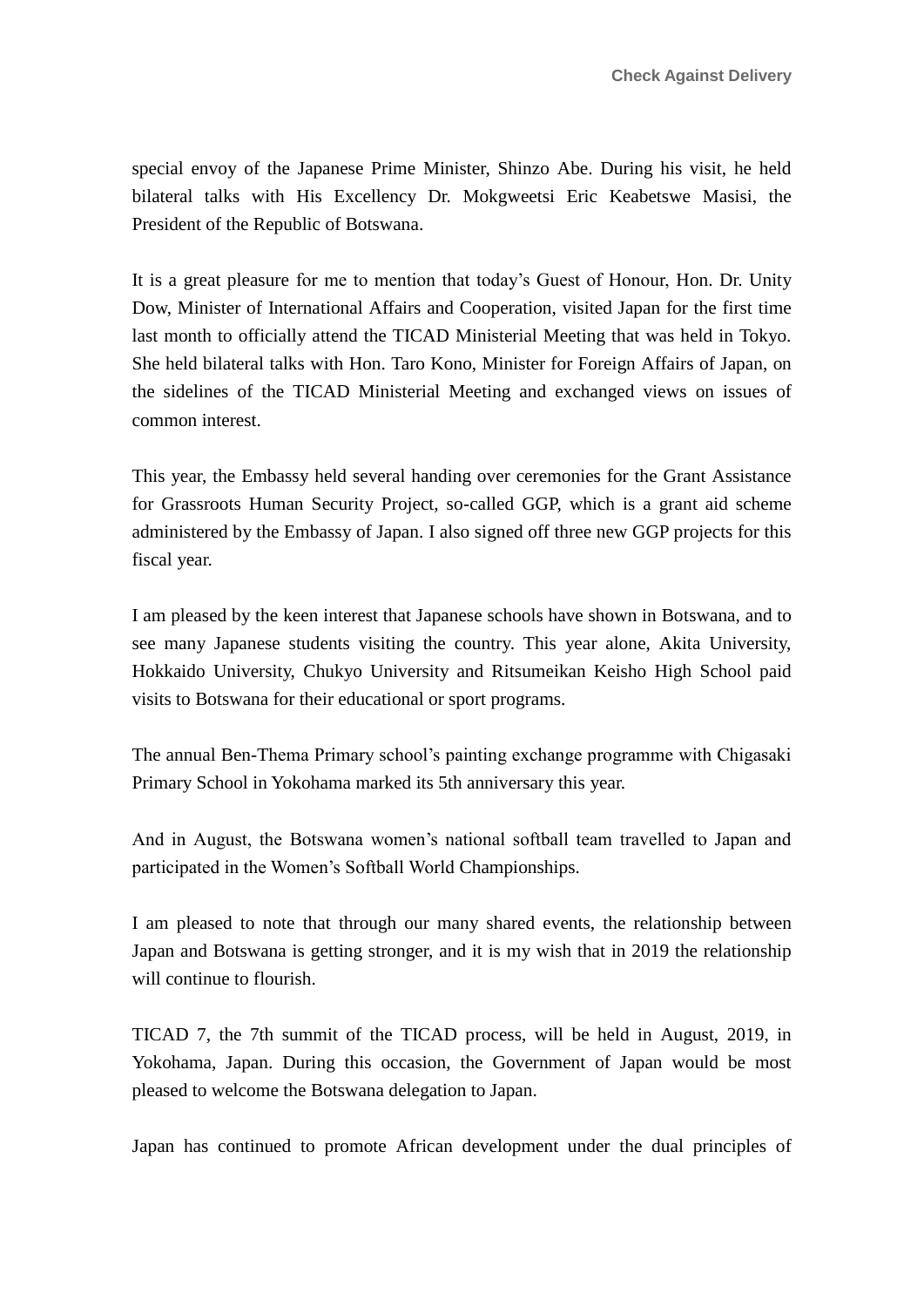special envoy of the Japanese Prime Minister, Shinzo Abe. During his visit, he held bilateral talks with His Excellency Dr. Mokgweetsi Eric Keabetswe Masisi, the President of the Republic of Botswana.

It is a great pleasure for me to mention that today's Guest of Honour, Hon. Dr. Unity Dow, Minister of International Affairs and Cooperation, visited Japan for the first time last month to officially attend the TICAD Ministerial Meeting that was held in Tokyo. She held bilateral talks with Hon. Taro Kono, Minister for Foreign Affairs of Japan, on the sidelines of the TICAD Ministerial Meeting and exchanged views on issues of common interest.

This year, the Embassy held several handing over ceremonies for the Grant Assistance for Grassroots Human Security Project, so-called GGP, which is a grant aid scheme administered by the Embassy of Japan. I also signed off three new GGP projects for this fiscal year.

I am pleased by the keen interest that Japanese schools have shown in Botswana, and to see many Japanese students visiting the country. This year alone, Akita University, Hokkaido University, Chukyo University and Ritsumeikan Keisho High School paid visits to Botswana for their educational or sport programs.

The annual Ben-Thema Primary school's painting exchange programme with Chigasaki Primary School in Yokohama marked its 5th anniversary this year.

And in August, the Botswana women's national softball team travelled to Japan and participated in the Women's Softball World Championships.

I am pleased to note that through our many shared events, the relationship between Japan and Botswana is getting stronger, and it is my wish that in 2019 the relationship will continue to flourish.

TICAD 7, the 7th summit of the TICAD process, will be held in August, 2019, in Yokohama, Japan. During this occasion, the Government of Japan would be most pleased to welcome the Botswana delegation to Japan.

Japan has continued to promote African development under the dual principles of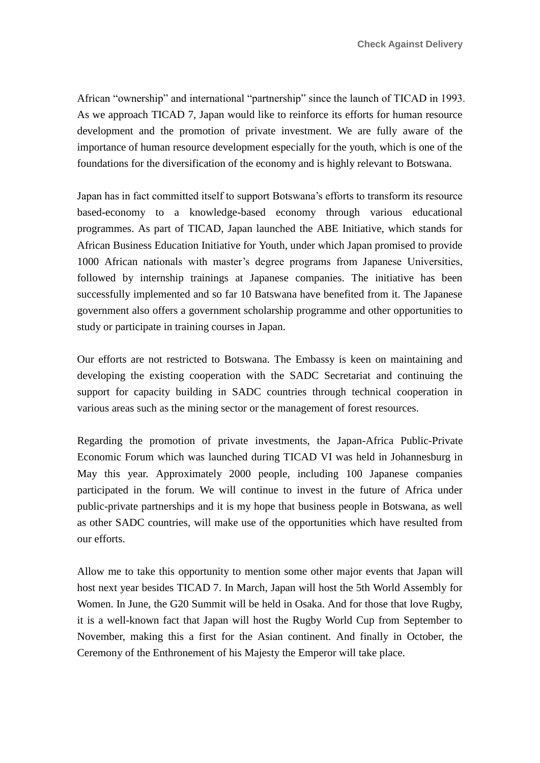African “ownership” and international “partnership” since the launch of TICAD in 1993. As we approach TICAD 7, Japan would like to reinforce its efforts for human resource development and the promotion of private investment. We are fully aware of the importance of human resource development especially for the youth, which is one of the foundations for the diversification of the economy and is highly relevant to Botswana.

Japan has in fact committed itself to support Botswana’s efforts to transform its resource based-economy to a knowledge-based economy through various educational programmes. As part of TICAD, Japan launched the ABE Initiative, which stands for African Business Education Initiative for Youth, under which Japan promised to provide 1000 African nationals with master’s degree programs from Japanese Universities, followed by internship trainings at Japanese companies. The initiative has been successfully implemented and so far 10 Batswana have benefited from it. The Japanese government also offers a government scholarship programme and other opportunities to study or participate in training courses in Japan.

Our efforts are not restricted to Botswana. The Embassy is keen on maintaining and developing the existing cooperation with the SADC Secretariat and continuing the support for capacity building in SADC countries through technical cooperation in various areas such as the mining sector or the management of forest resources.

Regarding the promotion of private investments, the Japan-Africa Public-Private Economic Forum which was launched during TICAD VI was held in Johannesburg in May this year. Approximately 2000 people, including 100 Japanese companies participated in the forum. We will continue to invest in the future of Africa under public-private partnerships and it is my hope that business people in Botswana, as well as other SADC countries, will make use of the opportunities which have resulted from our efforts.

Allow me to take this opportunity to mention some other major events that Japan will host next year besides TICAD 7. In March, Japan will host the 5th World Assembly for Women. In June, the G20 Summit will be held in Osaka. And for those that love Rugby, it is a well-known fact that Japan will host the Rugby World Cup from September to November, making this a first for the Asian continent. And finally in October, the Ceremony of the Enthronement of his Majesty the Emperor will take place.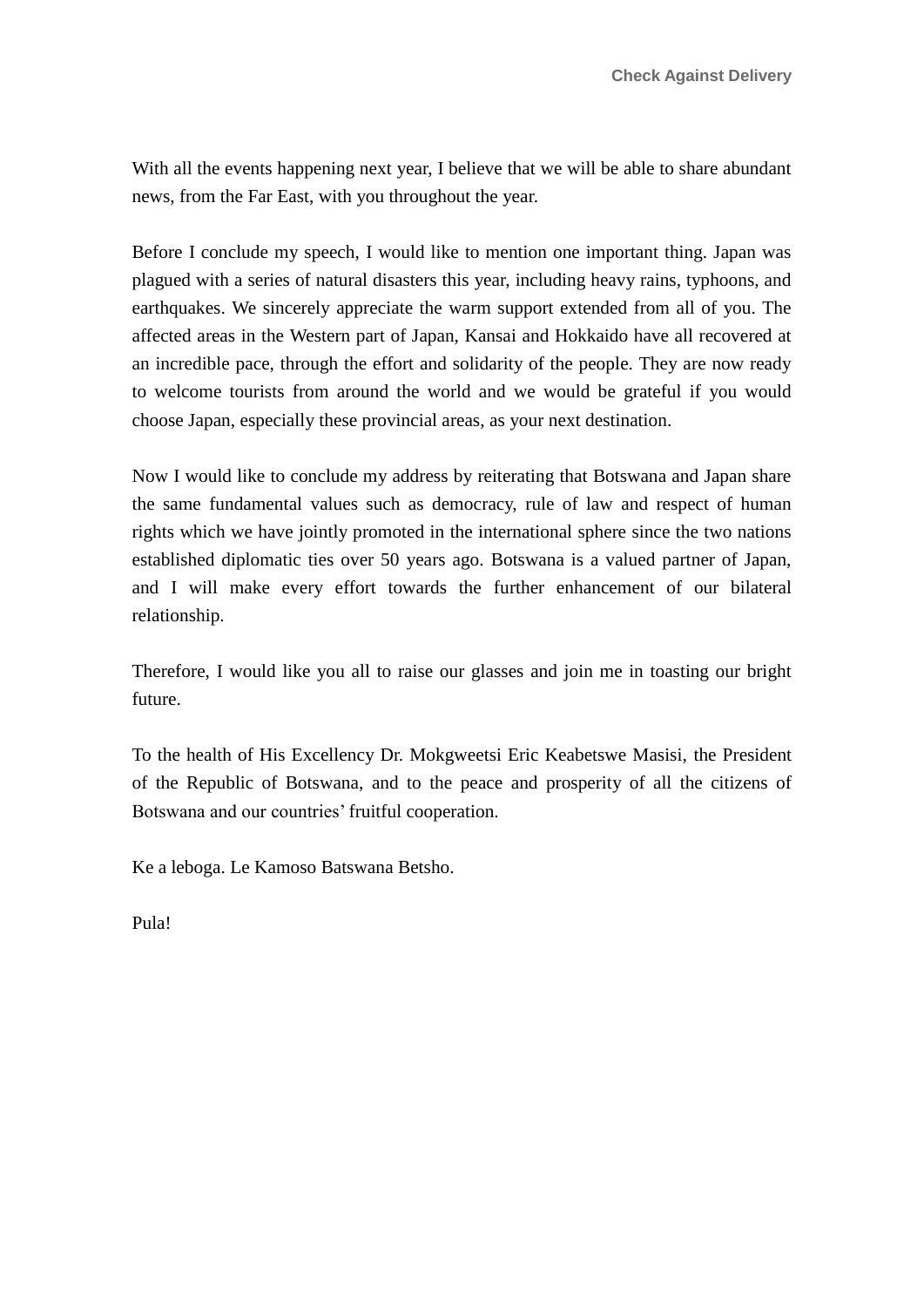Check Against Delivery

With all the events happening next year, I believe that we will be able to share abundant news, from the Far East, with you throughout the year.

Before I conclude my speech, I would like to mention one important thing. Japan was plagued with a series of natural disasters this year, including heavy rains, typhoons, and earthquakes. We sincerely appreciate the warm support extended from all of you. The affected areas in the Western part of Japan, Kansai and Hokkaido have all recovered at an incredible pace, through the effort and solidarity of the people. They are now ready to welcome tourists from around the world and we would be grateful if you would choose Japan, especially these provincial areas, as your next destination.

Now I would like to conclude my address by reiterating that Botswana and Japan share the same fundamental values such as democracy, rule of law and respect of human rights which we have jointly promoted in the international sphere since the two nations established diplomatic ties over 50 years ago. Botswana is a valued partner of Japan, and I will make every effort towards the further enhancement of our bilateral relationship.

Therefore, I would like you all to raise our glasses and join me in toasting our bright future.

To the health of His Excellency Dr. Mokgweetsi Eric Keabetswe Masisi, the President of the Republic of Botswana, and to the peace and prosperity of all the citizens of Botswana and our countries' fruitful cooperation.

Ke a leboga. Le Kamoso Batswana Betsho.

Pula!